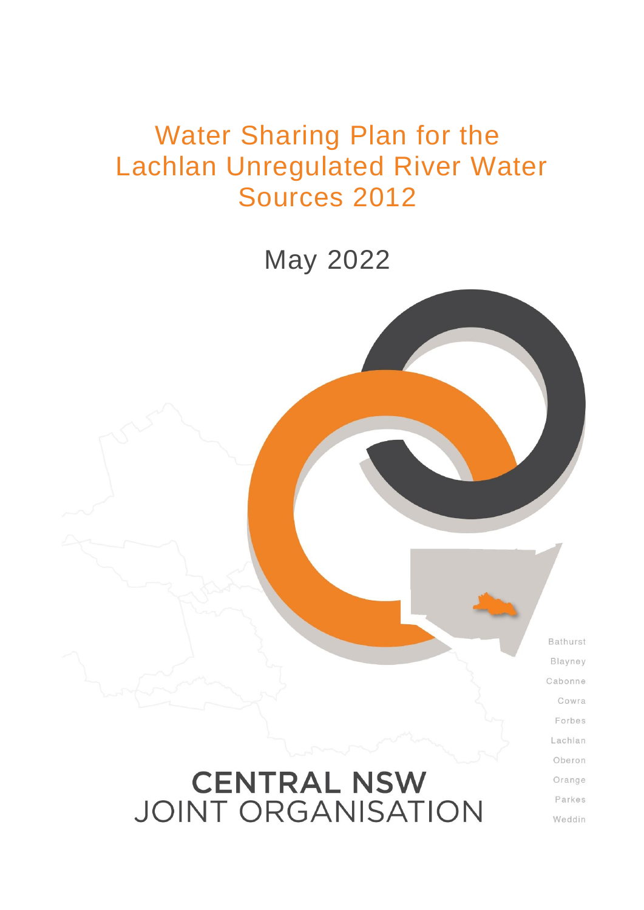# Water Sharing Plan for the Lachlan Unregulated River Water Sources 2012

May 2022

Bathurst
Blayney
Cabonne
Cowra
Forbes
Lachlan
Oberon
Orange
Parkes
Weddin

**CENTRAL NSW**
JOINT ORGANISATION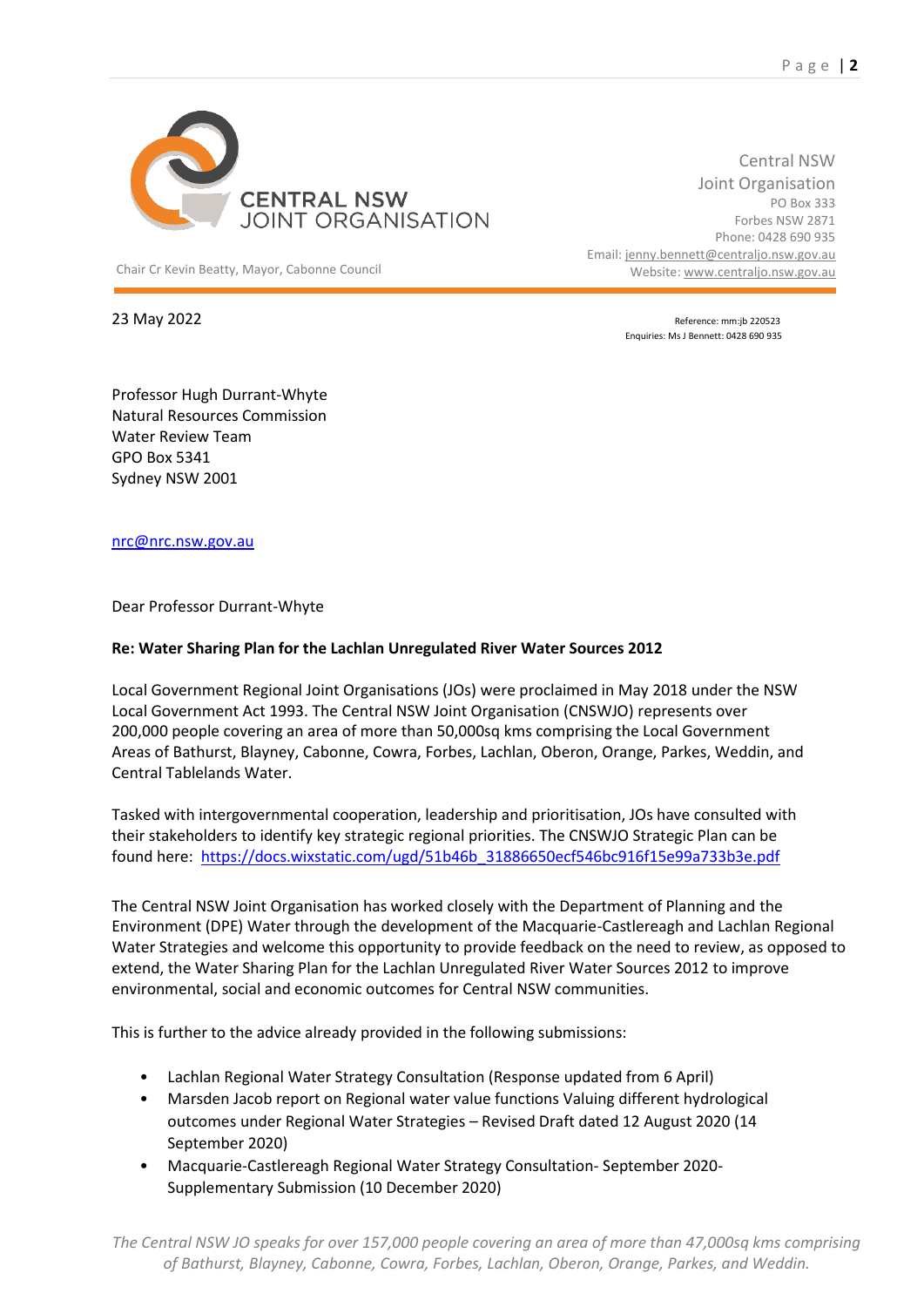**CENTRAL NSW JOINT ORGANISATION**

Chair Cr Kevin Beatty, Mayor, Cabonne Council

Central NSW
Joint Organisation
PO Box 333
Forbes NSW 2871
Phone: 0428 690 935
Email: jenny.bennett@centraljo.nsw.gov.au
Website: www.centraljo.nsw.gov.au

23 May 2022

Reference: mm:jb 220523
Enquiries: Ms J Bennett: 0428 690 935

Professor Hugh Durrant-Whyte
Natural Resources Commission
Water Review Team
GPO Box 5341
Sydney NSW 2001

nrc@nrc.nsw.gov.au

Dear Professor Durrant-Whyte

**Re: Water Sharing Plan for the Lachlan Unregulated River Water Sources 2012**

Local Government Regional Joint Organisations (JOs) were proclaimed in May 2018 under the NSW Local Government Act 1993. The Central NSW Joint Organisation (CNSWJO) represents over 200,000 people covering an area of more than 50,000sq kms comprising the Local Government Areas of Bathurst, Blayney, Cabonne, Cowra, Forbes, Lachlan, Oberon, Orange, Parkes, Weddin, and Central Tablelands Water.

Tasked with intergovernmental cooperation, leadership and prioritisation, JOs have consulted with their stakeholders to identify key strategic regional priorities. The CNSWJO Strategic Plan can be found here: https://docs.wixstatic.com/ugd/51b46b_31886650ecf546bc916f15e99a733b3e.pdf

The Central NSW Joint Organisation has worked closely with the Department of Planning and the Environment (DPE) Water through the development of the Macquarie-Castlereagh and Lachlan Regional Water Strategies and welcome this opportunity to provide feedback on the need to review, as opposed to extend, the Water Sharing Plan for the Lachlan Unregulated River Water Sources 2012 to improve environmental, social and economic outcomes for Central NSW communities.

This is further to the advice already provided in the following submissions:

- Lachlan Regional Water Strategy Consultation (Response updated from 6 April)
- Marsden Jacob report on Regional water value functions Valuing different hydrological outcomes under Regional Water Strategies – Revised Draft dated 12 August 2020 (14 September 2020)
- Macquarie-Castlereagh Regional Water Strategy Consultation- September 2020- Supplementary Submission (10 December 2020)

*The Central NSW JO speaks for over 157,000 people covering an area of more than 47,000sq kms comprising of Bathurst, Blayney, Cabonne, Cowra, Forbes, Lachlan, Oberon, Orange, Parkes, and Weddin.*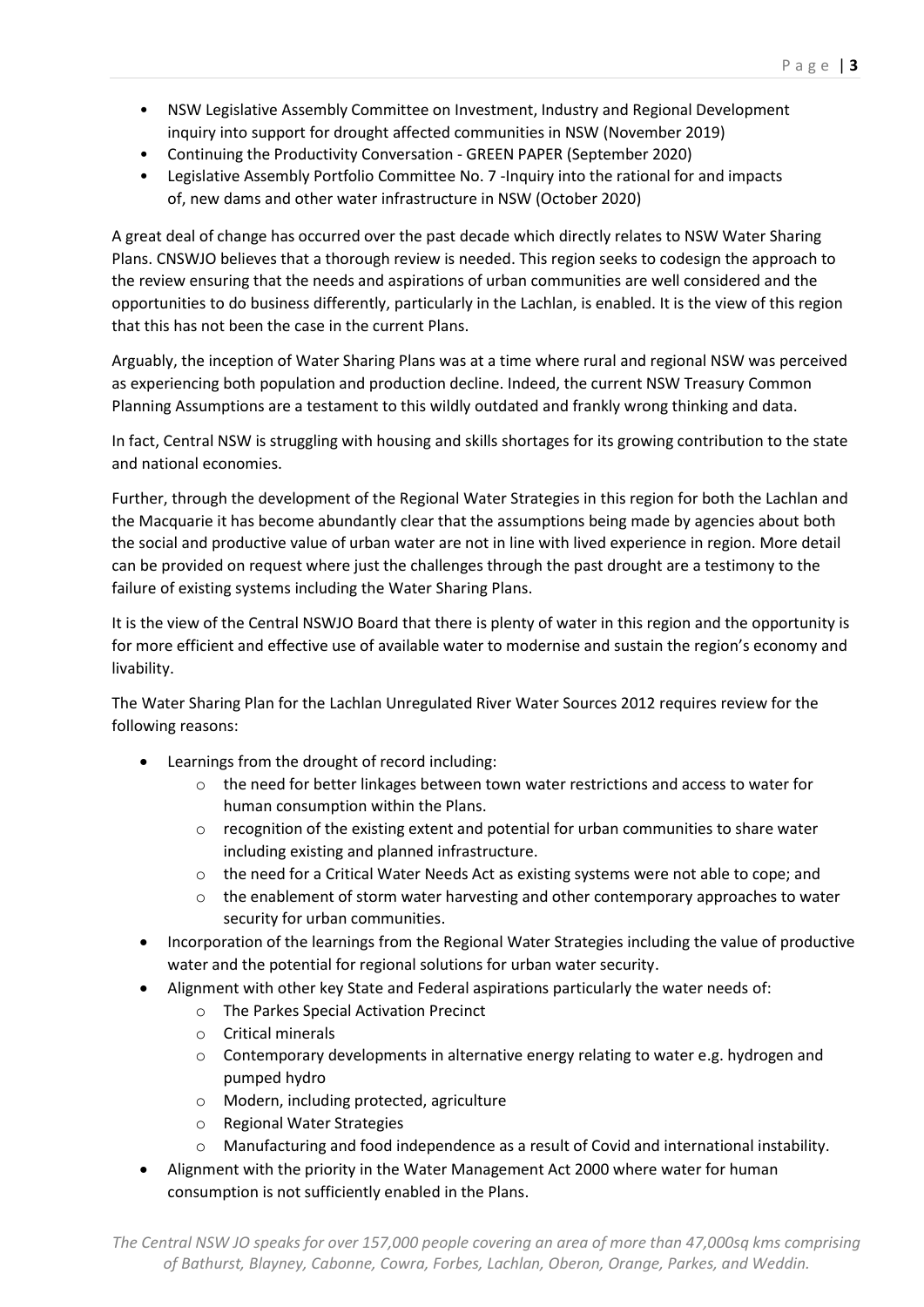- NSW Legislative Assembly Committee on Investment, Industry and Regional Development inquiry into support for drought affected communities in NSW (November 2019)
- Continuing the Productivity Conversation - GREEN PAPER (September 2020)
- Legislative Assembly Portfolio Committee No. 7 -Inquiry into the rational for and impacts of, new dams and other water infrastructure in NSW (October 2020)

A great deal of change has occurred over the past decade which directly relates to NSW Water Sharing Plans. CNSWJO believes that a thorough review is needed. This region seeks to codesign the approach to the review ensuring that the needs and aspirations of urban communities are well considered and the opportunities to do business differently, particularly in the Lachlan, is enabled. It is the view of this region that this has not been the case in the current Plans.

Arguably, the inception of Water Sharing Plans was at a time where rural and regional NSW was perceived as experiencing both population and production decline. Indeed, the current NSW Treasury Common Planning Assumptions are a testament to this wildly outdated and frankly wrong thinking and data.

In fact, Central NSW is struggling with housing and skills shortages for its growing contribution to the state and national economies.

Further, through the development of the Regional Water Strategies in this region for both the Lachlan and the Macquarie it has become abundantly clear that the assumptions being made by agencies about both the social and productive value of urban water are not in line with lived experience in region. More detail can be provided on request where just the challenges through the past drought are a testimony to the failure of existing systems including the Water Sharing Plans.

It is the view of the Central NSWJO Board that there is plenty of water in this region and the opportunity is for more efficient and effective use of available water to modernise and sustain the region's economy and livability.

The Water Sharing Plan for the Lachlan Unregulated River Water Sources 2012 requires review for the following reasons:

- Learnings from the drought of record including:
  - the need for better linkages between town water restrictions and access to water for human consumption within the Plans.
  - recognition of the existing extent and potential for urban communities to share water including existing and planned infrastructure.
  - the need for a Critical Water Needs Act as existing systems were not able to cope; and
  - the enablement of storm water harvesting and other contemporary approaches to water security for urban communities.
- Incorporation of the learnings from the Regional Water Strategies including the value of productive water and the potential for regional solutions for urban water security.
- Alignment with other key State and Federal aspirations particularly the water needs of:
  - The Parkes Special Activation Precinct
  - Critical minerals
  - Contemporary developments in alternative energy relating to water e.g. hydrogen and pumped hydro
  - Modern, including protected, agriculture
  - Regional Water Strategies
  - Manufacturing and food independence as a result of Covid and international instability.
- Alignment with the priority in the Water Management Act 2000 where water for human consumption is not sufficiently enabled in the Plans.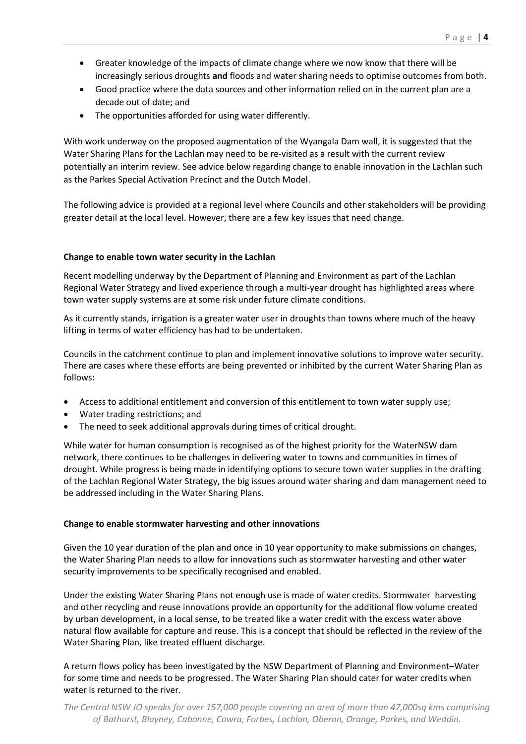- Greater knowledge of the impacts of climate change where we now know that there will be increasingly serious droughts **and** floods and water sharing needs to optimise outcomes from both.
- Good practice where the data sources and other information relied on in the current plan are a decade out of date; and
- The opportunities afforded for using water differently.

With work underway on the proposed augmentation of the Wyangala Dam wall, it is suggested that the Water Sharing Plans for the Lachlan may need to be re-visited as a result with the current review potentially an interim review. See advice below regarding change to enable innovation in the Lachlan such as the Parkes Special Activation Precinct and the Dutch Model.

The following advice is provided at a regional level where Councils and other stakeholders will be providing greater detail at the local level. However, there are a few key issues that need change.

**Change to enable town water security in the Lachlan**

Recent modelling underway by the Department of Planning and Environment as part of the Lachlan Regional Water Strategy and lived experience through a multi-year drought has highlighted areas where town water supply systems are at some risk under future climate conditions.

As it currently stands, irrigation is a greater water user in droughts than towns where much of the heavy lifting in terms of water efficiency has had to be undertaken.

Councils in the catchment continue to plan and implement innovative solutions to improve water security. There are cases where these efforts are being prevented or inhibited by the current Water Sharing Plan as follows:

- Access to additional entitlement and conversion of this entitlement to town water supply use;
- Water trading restrictions; and
- The need to seek additional approvals during times of critical drought.

While water for human consumption is recognised as of the highest priority for the WaterNSW dam network, there continues to be challenges in delivering water to towns and communities in times of drought. While progress is being made in identifying options to secure town water supplies in the drafting of the Lachlan Regional Water Strategy, the big issues around water sharing and dam management need to be addressed including in the Water Sharing Plans.

**Change to enable stormwater harvesting and other innovations**

Given the 10 year duration of the plan and once in 10 year opportunity to make submissions on changes, the Water Sharing Plan needs to allow for innovations such as stormwater harvesting and other water security improvements to be specifically recognised and enabled.

Under the existing Water Sharing Plans not enough use is made of water credits. Stormwater harvesting and other recycling and reuse innovations provide an opportunity for the additional flow volume created by urban development, in a local sense, to be treated like a water credit with the excess water above natural flow available for capture and reuse. This is a concept that should be reflected in the review of the Water Sharing Plan, like treated effluent discharge.

A return flows policy has been investigated by the NSW Department of Planning and Environment–Water for some time and needs to be progressed. The Water Sharing Plan should cater for water credits when water is returned to the river.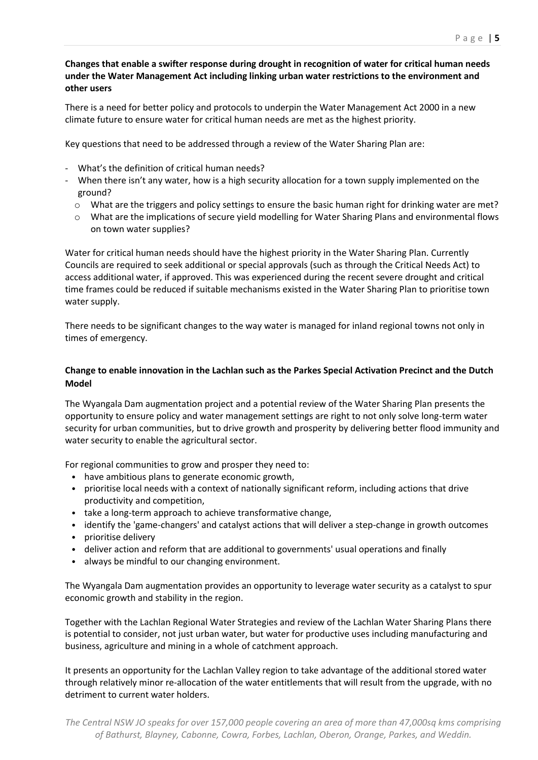**Changes that enable a swifter response during drought in recognition of water for critical human needs under the Water Management Act including linking urban water restrictions to the environment and other users**

There is a need for better policy and protocols to underpin the Water Management Act 2000 in a new climate future to ensure water for critical human needs are met as the highest priority.

Key questions that need to be addressed through a review of the Water Sharing Plan are:

- What's the definition of critical human needs?
- When there isn't any water, how is a high security allocation for a town supply implemented on the ground?
  - What are the triggers and policy settings to ensure the basic human right for drinking water are met?
  - What are the implications of secure yield modelling for Water Sharing Plans and environmental flows on town water supplies?

Water for critical human needs should have the highest priority in the Water Sharing Plan. Currently Councils are required to seek additional or special approvals (such as through the Critical Needs Act) to access additional water, if approved. This was experienced during the recent severe drought and critical time frames could be reduced if suitable mechanisms existed in the Water Sharing Plan to prioritise town water supply.

There needs to be significant changes to the way water is managed for inland regional towns not only in times of emergency.

**Change to enable innovation in the Lachlan such as the Parkes Special Activation Precinct and the Dutch Model**

The Wyangala Dam augmentation project and a potential review of the Water Sharing Plan presents the opportunity to ensure policy and water management settings are right to not only solve long-term water security for urban communities, but to drive growth and prosperity by delivering better flood immunity and water security to enable the agricultural sector.

For regional communities to grow and prosper they need to:

- have ambitious plans to generate economic growth,
- prioritise local needs with a context of nationally significant reform, including actions that drive productivity and competition,
- take a long-term approach to achieve transformative change,
- identify the 'game-changers' and catalyst actions that will deliver a step-change in growth outcomes
- prioritise delivery
- deliver action and reform that are additional to governments' usual operations and finally
- always be mindful to our changing environment.

The Wyangala Dam augmentation provides an opportunity to leverage water security as a catalyst to spur economic growth and stability in the region.

Together with the Lachlan Regional Water Strategies and review of the Lachlan Water Sharing Plans there is potential to consider, not just urban water, but water for productive uses including manufacturing and business, agriculture and mining in a whole of catchment approach.

It presents an opportunity for the Lachlan Valley region to take advantage of the additional stored water through relatively minor re-allocation of the water entitlements that will result from the upgrade, with no detriment to current water holders.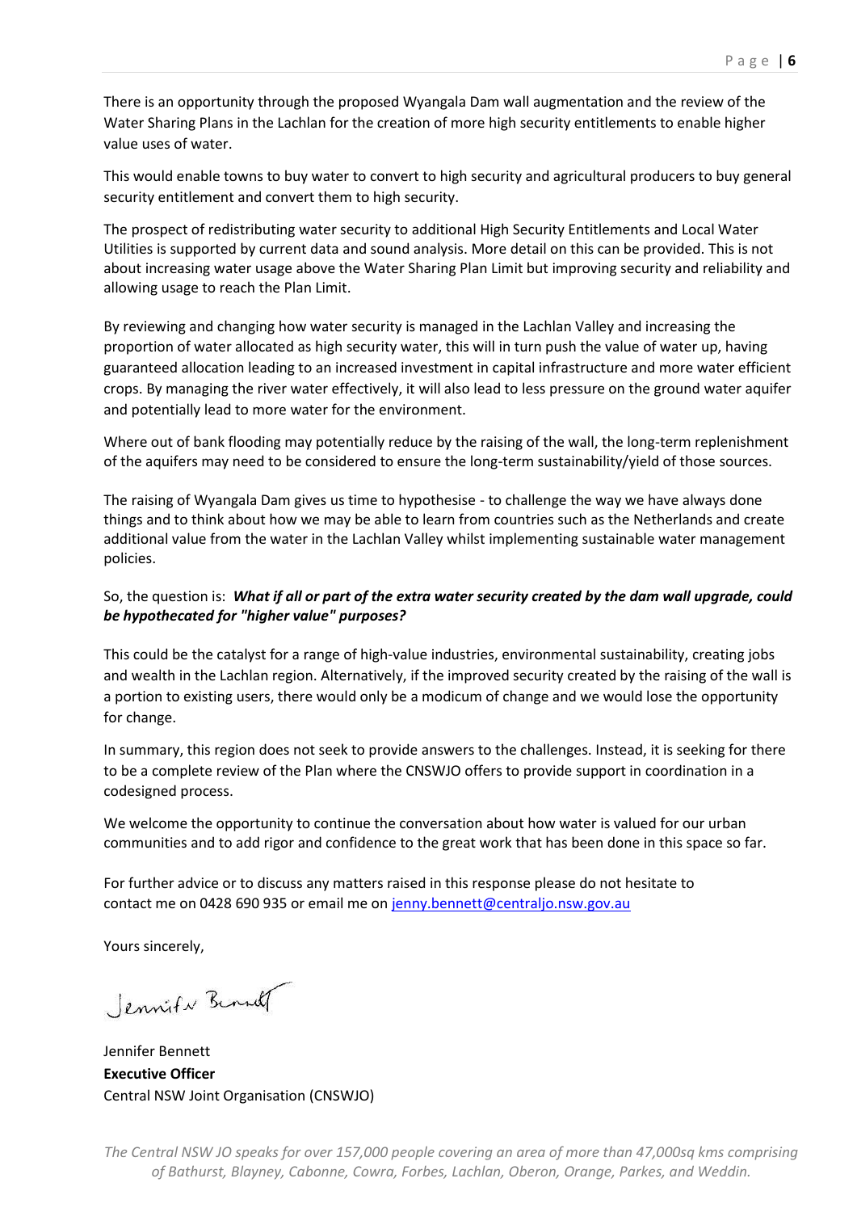There is an opportunity through the proposed Wyangala Dam wall augmentation and the review of the Water Sharing Plans in the Lachlan for the creation of more high security entitlements to enable higher value uses of water.

This would enable towns to buy water to convert to high security and agricultural producers to buy general security entitlement and convert them to high security.

The prospect of redistributing water security to additional High Security Entitlements and Local Water Utilities is supported by current data and sound analysis. More detail on this can be provided. This is not about increasing water usage above the Water Sharing Plan Limit but improving security and reliability and allowing usage to reach the Plan Limit.

By reviewing and changing how water security is managed in the Lachlan Valley and increasing the proportion of water allocated as high security water, this will in turn push the value of water up, having guaranteed allocation leading to an increased investment in capital infrastructure and more water efficient crops. By managing the river water effectively, it will also lead to less pressure on the ground water aquifer and potentially lead to more water for the environment.

Where out of bank flooding may potentially reduce by the raising of the wall, the long-term replenishment of the aquifers may need to be considered to ensure the long-term sustainability/yield of those sources.

The raising of Wyangala Dam gives us time to hypothesise - to challenge the way we have always done things and to think about how we may be able to learn from countries such as the Netherlands and create additional value from the water in the Lachlan Valley whilst implementing sustainable water management policies.

So, the question is: ***What if all or part of the extra water security created by the dam wall upgrade, could be hypothecated for "higher value" purposes?***

This could be the catalyst for a range of high-value industries, environmental sustainability, creating jobs and wealth in the Lachlan region. Alternatively, if the improved security created by the raising of the wall is a portion to existing users, there would only be a modicum of change and we would lose the opportunity for change.

In summary, this region does not seek to provide answers to the challenges. Instead, it is seeking for there to be a complete review of the Plan where the CNSWJO offers to provide support in coordination in a codesigned process.

We welcome the opportunity to continue the conversation about how water is valued for our urban communities and to add rigor and confidence to the great work that has been done in this space so far.

For further advice or to discuss any matters raised in this response please do not hesitate to contact me on 0428 690 935 or email me on jenny.bennett@centraljo.nsw.gov.au

Yours sincerely,

Jennifer Bennett

Jennifer Bennett
**Executive Officer**
Central NSW Joint Organisation (CNSWJO)

*The Central NSW JO speaks for over 157,000 people covering an area of more than 47,000sq kms comprising of Bathurst, Blayney, Cabonne, Cowra, Forbes, Lachlan, Oberon, Orange, Parkes, and Weddin.*